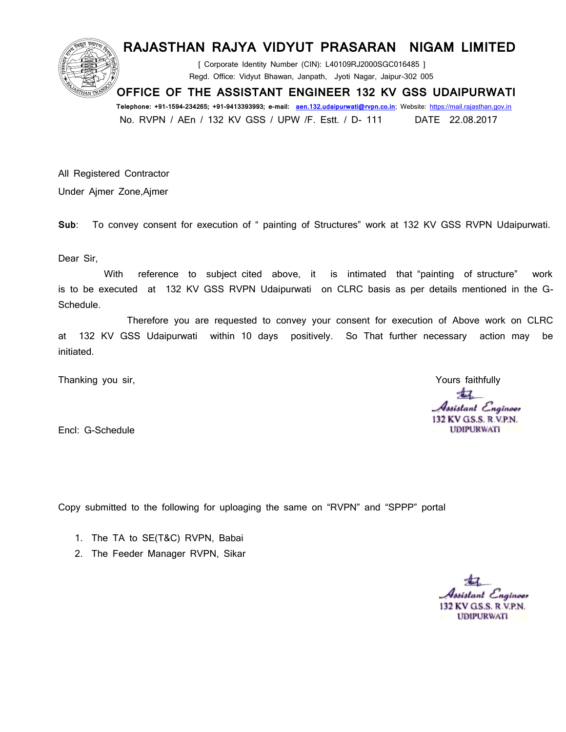# RAJASTHAN RAJYA VIDYUT PRASARAN NIGAM LIMITED

[ Corporate Identity Number (CIN): L40109RJ2000SGC016485 ]

Regd. Office: Vidyut Bhawan, Janpath, Jyoti Nagar, Jaipur-302 005

## OFFICE OF THE ASSISTANT ENGINEER 132 KV GSS UDAIPURWATI

**Telephone: +91-1594-234265; +91-9413393993; e-mail: aen.132.udaipurwati@rvpn.co.in**; Website: https://mail.rajasthan.gov.in

No. RVPN / AEn / 132 KV GSS / UPW /F. Estt. / D- 111 DATE 22.08.2017

All Registered Contractor

Under Ajmer Zone,Ajmer

**Sub**: To convey consent for execution of " painting of Structures" work at 132 KV GSS RVPN Udaipurwati.

Dear Sir,

With reference to subject cited above, it is intimated that "painting of structure" work is to be executed at 132 KV GSS RVPN Udaipurwati on CLRC basis as per details mentioned in the G-Schedule.

Therefore you are requested to convey your consent for execution of Above work on CLRC at 132 KV GSS Udaipurwati within 10 days positively. So That further necessary action may be initiated.

Thanking you sir,

Yours faithfully

Assistant Engineer
132 KV G.S.S. R.V.P.N.
UDIPURWATI

Encl: G-Schedule

Copy submitted to the following for uploaging the same on "RVPN" and "SPPP" portal

1. The TA to SE(T&C) RVPN, Babai
2. The Feeder Manager RVPN, Sikar

Assistant Engineer
132 KV G.S.S. R.V.P.N.
UDIPURWATI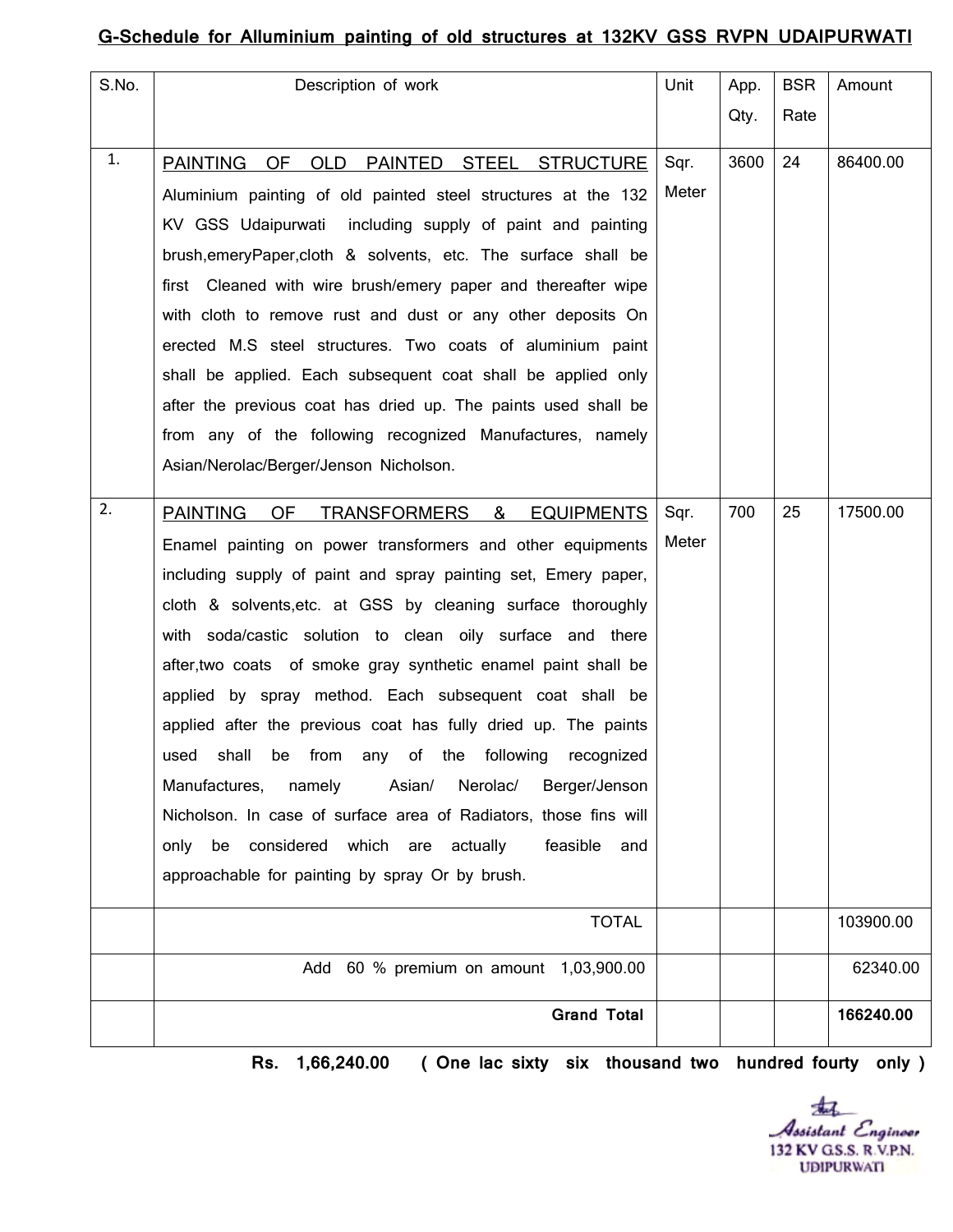**G-Schedule for Alluminium painting of old structures at 132KV GSS RVPN UDAIPURWATI**

| S.No. | Description of work | Unit | App. Qty. | BSR Rate | Amount |
|---|---|---|---|---|---|
| 1. | PAINTING OF OLD PAINTED STEEL STRUCTURE Aluminium painting of old painted steel structures at the 132 KV GSS Udaipurwati including supply of paint and painting brush,emeryPaper,cloth & solvents, etc. The surface shall be first Cleaned with wire brush/emery paper and thereafter wipe with cloth to remove rust and dust or any other deposits On erected M.S steel structures. Two coats of aluminium paint shall be applied. Each subsequent coat shall be applied only after the previous coat has dried up. The paints used shall be from any of the following recognized Manufactures, namely Asian/Nerolac/Berger/Jenson Nicholson. | Sqr. Meter | 3600 | 24 | 86400.00 |
| 2. | PAINTING OF TRANSFORMERS & EQUIPMENTS Enamel painting on power transformers and other equipments including supply of paint and spray painting set, Emery paper, cloth & solvents,etc. at GSS by cleaning surface thoroughly with soda/castic solution to clean oily surface and there after,two coats of smoke gray synthetic enamel paint shall be applied by spray method. Each subsequent coat shall be applied after the previous coat has fully dried up. The paints used shall be from any of the following recognized Manufactures, namely Asian/ Nerolac/ Berger/Jenson Nicholson. In case of surface area of Radiators, those fins will only be considered which are actually feasible and approachable for painting by spray Or by brush. | Sqr. Meter | 700 | 25 | 17500.00 |
| | TOTAL | | | | 103900.00 |
| | Add 60 % premium on amount 1,03,900.00 | | | | 62340.00 |
| | **Grand Total** | | | | **166240.00** |

**Rs. 1,66,240.00 ( One lac sixty six thousand two hundred fourty only )**

Assistant Engineer
132 KV G.S.S. R.V.P.N.
UDIPURWATI